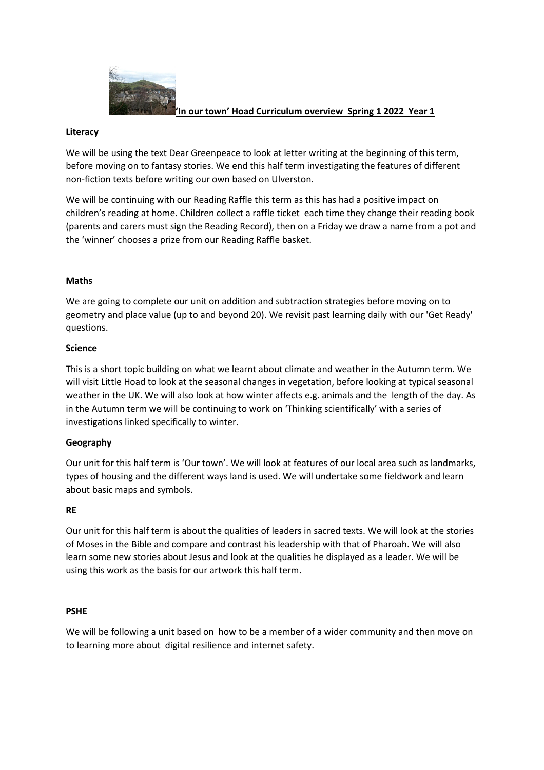**'In our town' Hoad Curriculum overview Spring 1 2022 Year 1**

## Literacy

We will be using the text Dear Greenpeace to look at letter writing at the beginning of this term, before moving on to fantasy stories. We end this half term investigating the features of different non-fiction texts before writing our own based on Ulverston.

We will be continuing with our Reading Raffle this term as this has had a positive impact on children's reading at home. Children collect a raffle ticket each time they change their reading book (parents and carers must sign the Reading Record), then on a Friday we draw a name from a pot and the 'winner' chooses a prize from our Reading Raffle basket.

## Maths

We are going to complete our unit on addition and subtraction strategies before moving on to geometry and place value (up to and beyond 20). We revisit past learning daily with our 'Get Ready' questions.

## Science

This is a short topic building on what we learnt about climate and weather in the Autumn term. We will visit Little Hoad to look at the seasonal changes in vegetation, before looking at typical seasonal weather in the UK. We will also look at how winter affects e.g. animals and the length of the day. As in the Autumn term we will be continuing to work on 'Thinking scientifically' with a series of investigations linked specifically to winter.

## Geography

Our unit for this half term is 'Our town'. We will look at features of our local area such as landmarks, types of housing and the different ways land is used. We will undertake some fieldwork and learn about basic maps and symbols.

## RE

Our unit for this half term is about the qualities of leaders in sacred texts. We will look at the stories of Moses in the Bible and compare and contrast his leadership with that of Pharoah. We will also learn some new stories about Jesus and look at the qualities he displayed as a leader. We will be using this work as the basis for our artwork this half term.

## PSHE

We will be following a unit based on how to be a member of a wider community and then move on to learning more about digital resilience and internet safety.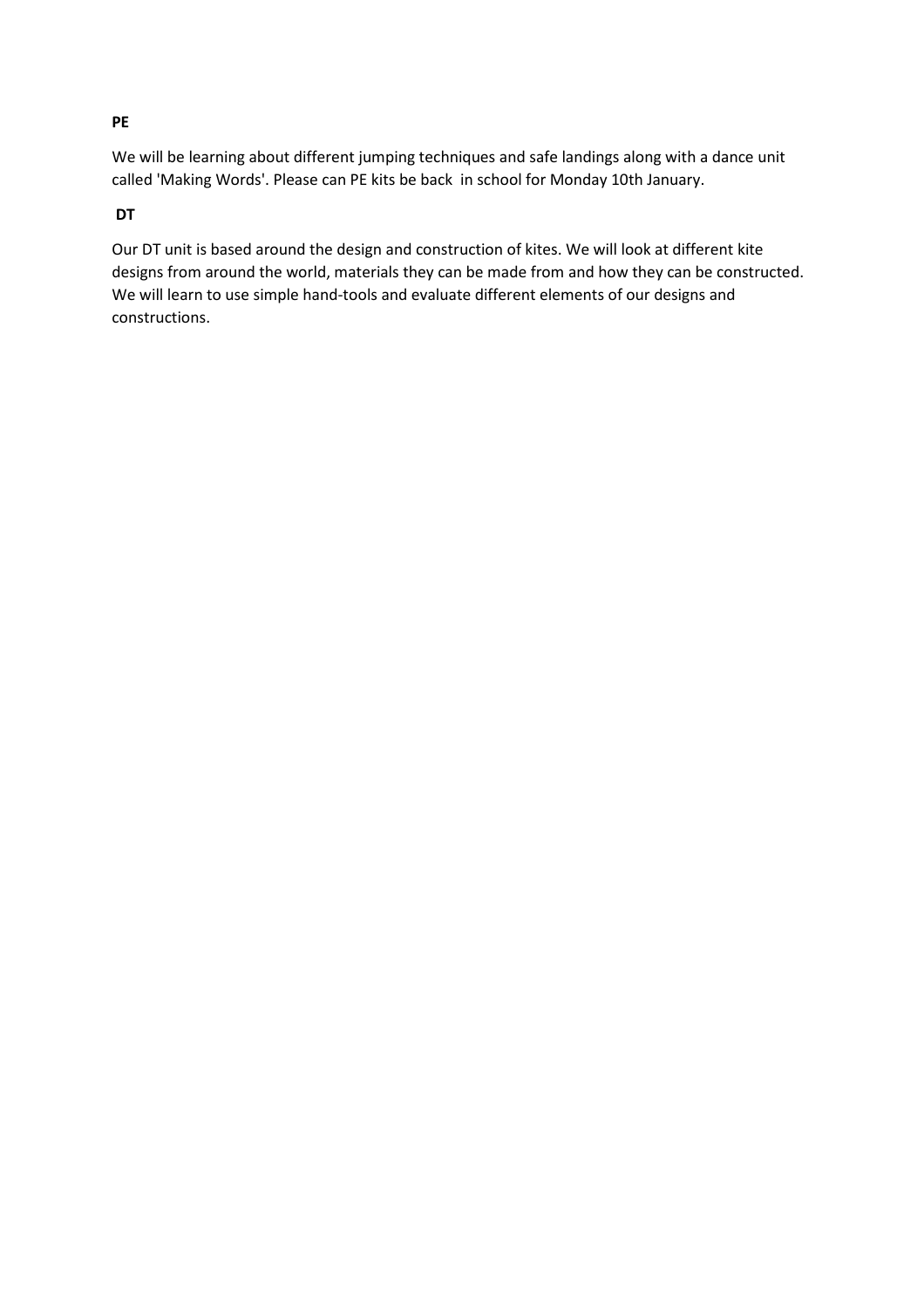**PE**

We will be learning about different jumping techniques and safe landings along with a dance unit called 'Making Words'. Please can PE kits be back in school for Monday 10th January.

**DT**

Our DT unit is based around the design and construction of kites. We will look at different kite designs from around the world, materials they can be made from and how they can be constructed. We will learn to use simple hand-tools and evaluate different elements of our designs and constructions.